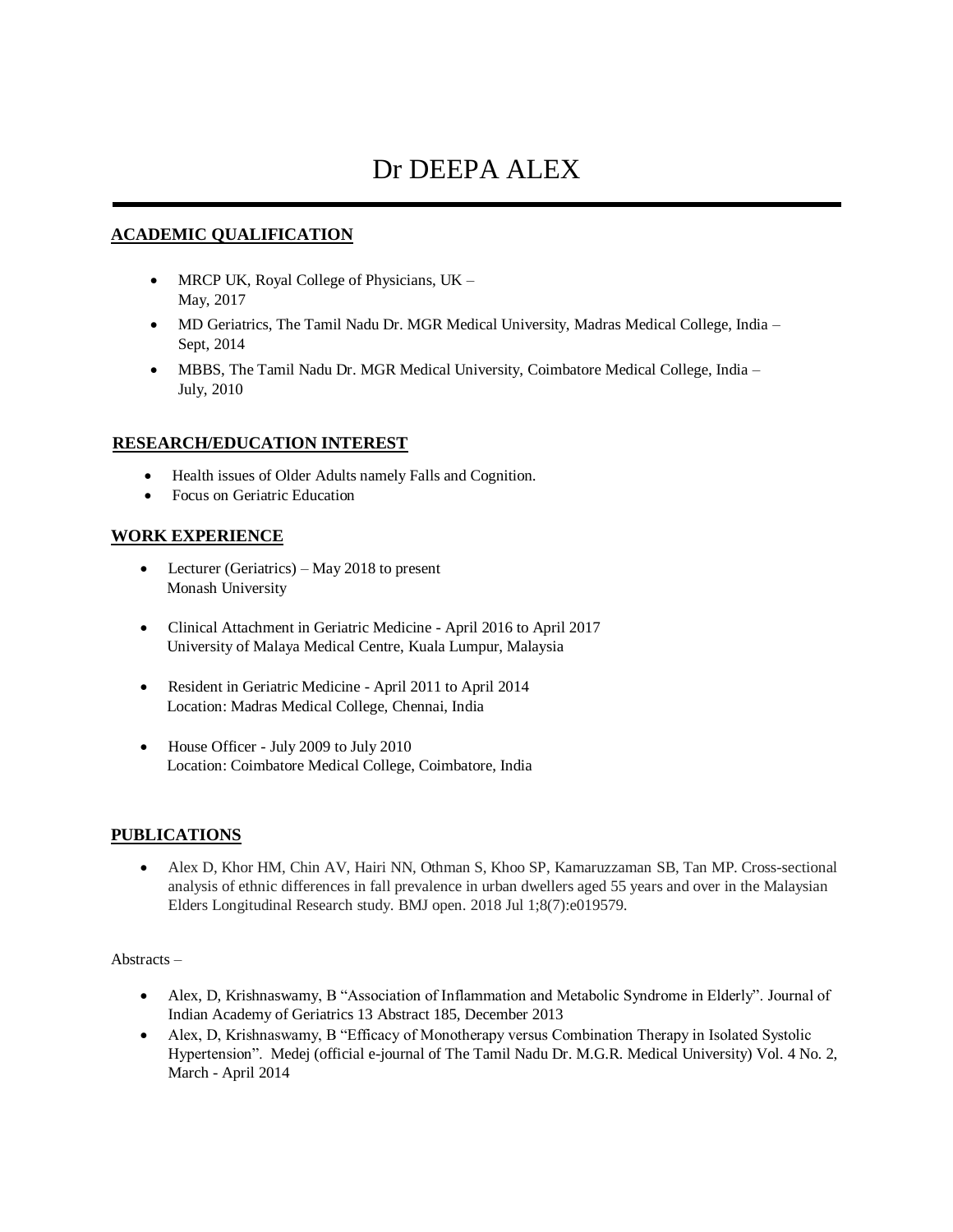# Dr DEEPA ALEX

## ACADEMIC QUALIFICATION

- MRCP UK, Royal College of Physicians, UK – May, 2017
- MD Geriatrics, The Tamil Nadu Dr. MGR Medical University, Madras Medical College, India – Sept, 2014
- MBBS, The Tamil Nadu Dr. MGR Medical University, Coimbatore Medical College, India – July, 2010

## RESEARCH/EDUCATION INTEREST

- Health issues of Older Adults namely Falls and Cognition.
- Focus on Geriatric Education

## WORK EXPERIENCE

- Lecturer (Geriatrics) – May 2018 to present
  Monash University

- Clinical Attachment in Geriatric Medicine - April 2016 to April 2017
  University of Malaya Medical Centre, Kuala Lumpur, Malaysia

- Resident in Geriatric Medicine - April 2011 to April 2014
  Location: Madras Medical College, Chennai, India

- House Officer - July 2009 to July 2010
  Location: Coimbatore Medical College, Coimbatore, India

## PUBLICATIONS

- Alex D, Khor HM, Chin AV, Hairi NN, Othman S, Khoo SP, Kamaruzzaman SB, Tan MP. Cross-sectional analysis of ethnic differences in fall prevalence in urban dwellers aged 55 years and over in the Malaysian Elders Longitudinal Research study. BMJ open. 2018 Jul 1;8(7):e019579.

Abstracts –

- Alex, D, Krishnaswamy, B "Association of Inflammation and Metabolic Syndrome in Elderly". Journal of Indian Academy of Geriatrics 13 Abstract 185, December 2013
- Alex, D, Krishnaswamy, B "Efficacy of Monotherapy versus Combination Therapy in Isolated Systolic Hypertension". Medej (official e-journal of The Tamil Nadu Dr. M.G.R. Medical University) Vol. 4 No. 2, March - April 2014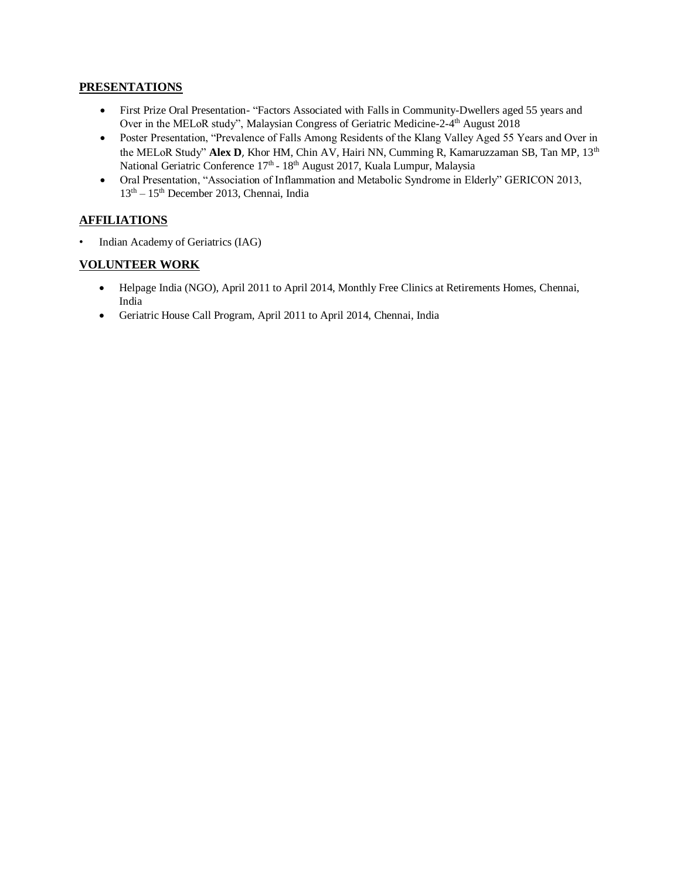## PRESENTATIONS

- First Prize Oral Presentation- "Factors Associated with Falls in Community-Dwellers aged 55 years and Over in the MELoR study", Malaysian Congress of Geriatric Medicine-2-4th August 2018
- Poster Presentation, "Prevalence of Falls Among Residents of the Klang Valley Aged 55 Years and Over in the MELoR Study" **Alex D**, Khor HM, Chin AV, Hairi NN, Cumming R, Kamaruzzaman SB, Tan MP, 13th National Geriatric Conference 17th - 18th August 2017, Kuala Lumpur, Malaysia
- Oral Presentation, "Association of Inflammation and Metabolic Syndrome in Elderly" GERICON 2013, 13th – 15th December 2013, Chennai, India

## AFFILIATIONS

- Indian Academy of Geriatrics (IAG)

## VOLUNTEER WORK

- Helpage India (NGO), April 2011 to April 2014, Monthly Free Clinics at Retirements Homes, Chennai, India
- Geriatric House Call Program, April 2011 to April 2014, Chennai, India